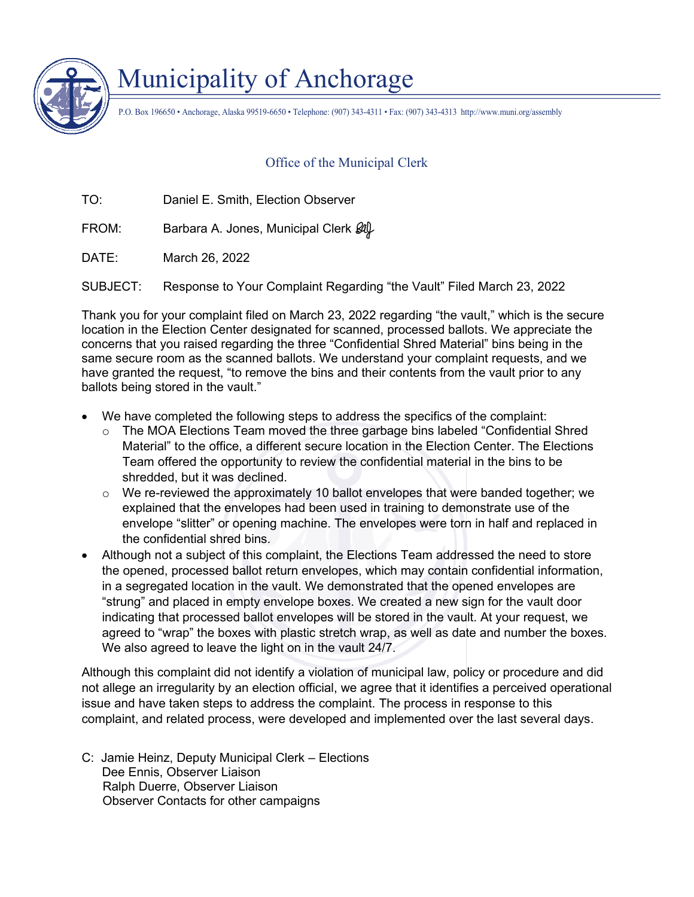# Municipality of Anchorage

P.O. Box 196650 • Anchorage, Alaska 99519-6650 • Telephone: (907) 343-4311 • Fax: (907) 343-4313 http://www.muni.org/assembly

## Office of the Municipal Clerk

TO: Daniel E. Smith, Election Observer

FROM: Barbara A. Jones, Municipal Clerk

DATE: March 26, 2022

SUBJECT: Response to Your Complaint Regarding "the Vault" Filed March 23, 2022

Thank you for your complaint filed on March 23, 2022 regarding "the vault," which is the secure location in the Election Center designated for scanned, processed ballots. We appreciate the concerns that you raised regarding the three "Confidential Shred Material" bins being in the same secure room as the scanned ballots. We understand your complaint requests, and we have granted the request, "to remove the bins and their contents from the vault prior to any ballots being stored in the vault."

- We have completed the following steps to address the specifics of the complaint:
  - The MOA Elections Team moved the three garbage bins labeled "Confidential Shred Material" to the office, a different secure location in the Election Center. The Elections Team offered the opportunity to review the confidential material in the bins to be shredded, but it was declined.
  - We re-reviewed the approximately 10 ballot envelopes that were banded together; we explained that the envelopes had been used in training to demonstrate use of the envelope "slitter" or opening machine. The envelopes were torn in half and replaced in the confidential shred bins.
- Although not a subject of this complaint, the Elections Team addressed the need to store the opened, processed ballot return envelopes, which may contain confidential information, in a segregated location in the vault. We demonstrated that the opened envelopes are "strung" and placed in empty envelope boxes. We created a new sign for the vault door indicating that processed ballot envelopes will be stored in the vault. At your request, we agreed to "wrap" the boxes with plastic stretch wrap, as well as date and number the boxes. We also agreed to leave the light on in the vault 24/7.

Although this complaint did not identify a violation of municipal law, policy or procedure and did not allege an irregularity by an election official, we agree that it identifies a perceived operational issue and have taken steps to address the complaint. The process in response to this complaint, and related process, were developed and implemented over the last several days.

C: Jamie Heinz, Deputy Municipal Clerk – Elections
Dee Ennis, Observer Liaison
Ralph Duerre, Observer Liaison
Observer Contacts for other campaigns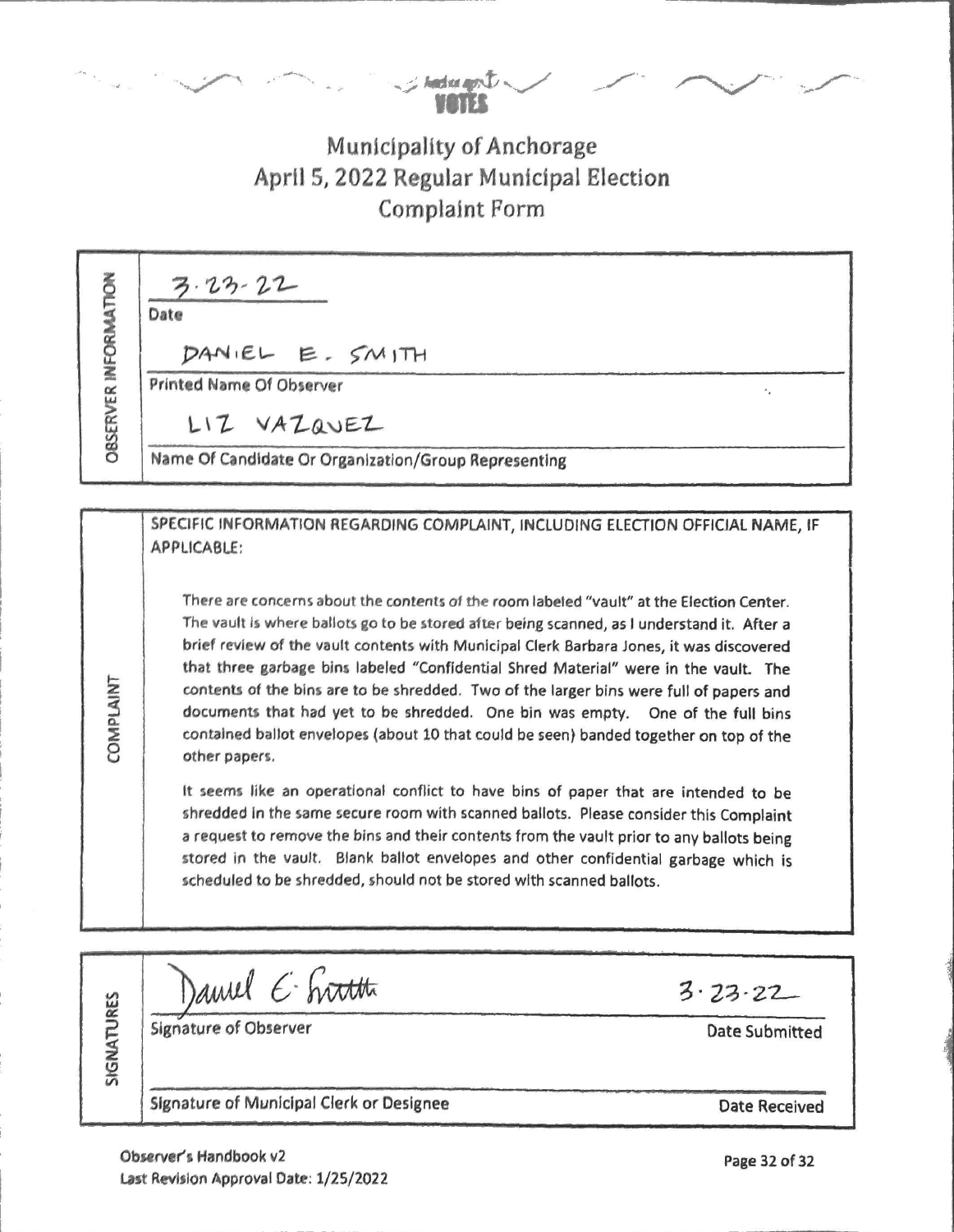# Municipality of Anchorage
## April 5, 2022 Regular Municipal Election
## Complaint Form

**OBSERVER INFORMATION**

3-23-22
Date

DANIEL E. SMITH
Printed Name Of Observer

LIZ VAZQUEZ
Name Of Candidate Or Organization/Group Representing

**COMPLAINT**

SPECIFIC INFORMATION REGARDING COMPLAINT, INCLUDING ELECTION OFFICIAL NAME, IF APPLICABLE:

There are concerns about the contents of the room labeled "vault" at the Election Center. The vault is where ballots go to be stored after being scanned, as I understand it. After a brief review of the vault contents with Municipal Clerk Barbara Jones, it was discovered that three garbage bins labeled "Confidential Shred Material" were in the vault. The contents of the bins are to be shredded. Two of the larger bins were full of papers and documents that had yet to be shredded. One bin was empty. One of the full bins contained ballot envelopes (about 10 that could be seen) banded together on top of the other papers.

It seems like an operational conflict to have bins of paper that are intended to be shredded in the same secure room with scanned ballots. Please consider this Complaint a request to remove the bins and their contents from the vault prior to any ballots being stored in the vault. Blank ballot envelopes and other confidential garbage which is scheduled to be shredded, should not be stored with scanned ballots.

**SIGNATURES**

Daniel E. Smith — 3-23-22
Signature of Observer — Date Submitted

Signature of Municipal Clerk or Designee — Date Received

Observer's Handbook v2
Last Revision Approval Date: 1/25/2022